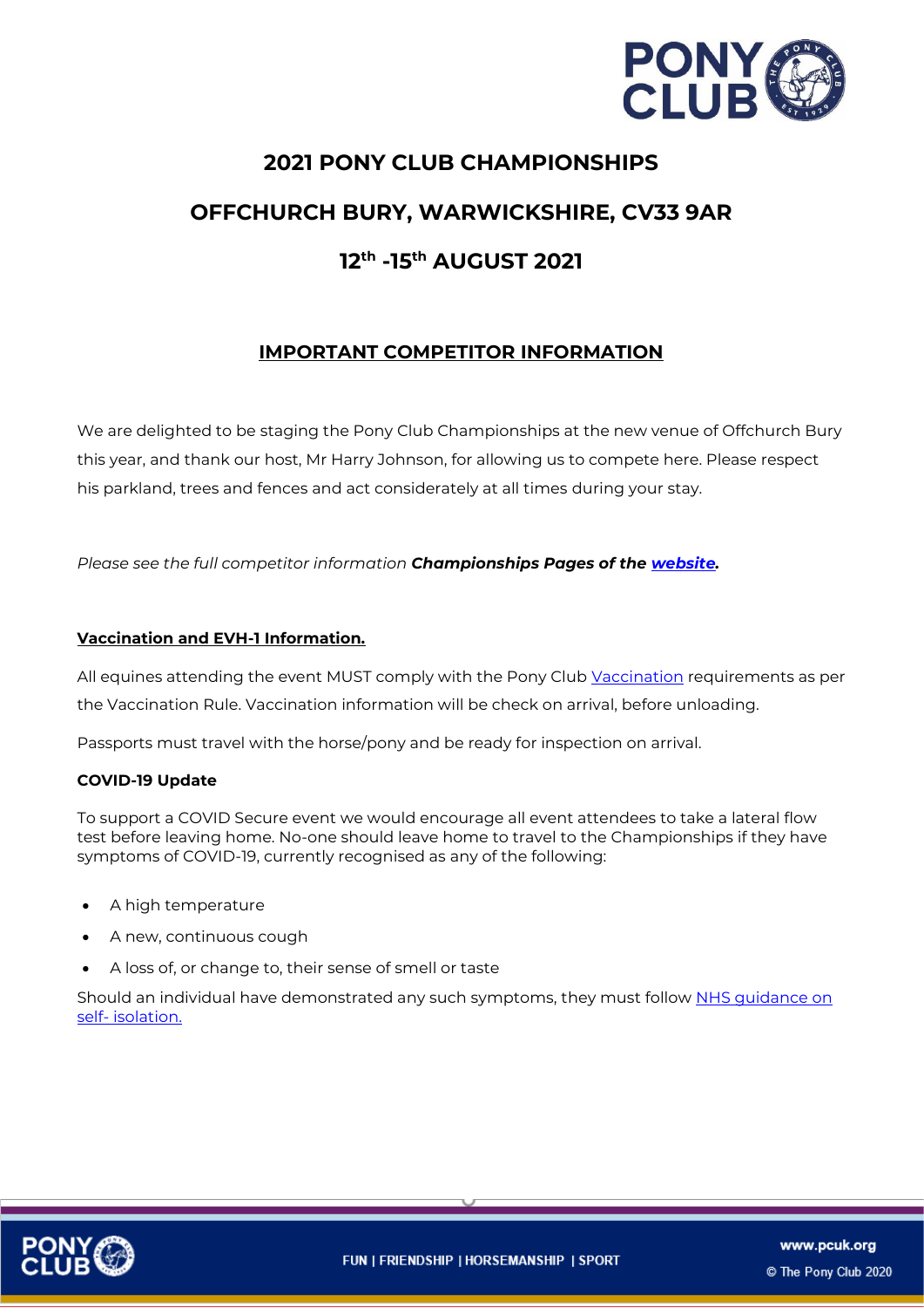# 2021 PONY CLUB CHAMPIONSHIPS

# OFFCHURCH BURY, WARWICKSHIRE, CV33 9AR

# 12th -15th AUGUST 2021

## IMPORTANT COMPETITOR INFORMATION

We are delighted to be staging the Pony Club Championships at the new venue of Offchurch Bury this year, and thank our host, Mr Harry Johnson, for allowing us to compete here. Please respect his parkland, trees and fences and act considerately at all times during your stay.

*Please see the full competitor information **Championships Pages of the website.***

### Vaccination and EVH-1 Information.

All equines attending the event MUST comply with the Pony Club Vaccination requirements as per the Vaccination Rule. Vaccination information will be check on arrival, before unloading.

Passports must travel with the horse/pony and be ready for inspection on arrival.

### COVID-19 Update

To support a COVID Secure event we would encourage all event attendees to take a lateral flow test before leaving home. No-one should leave home to travel to the Championships if they have symptoms of COVID-19, currently recognised as any of the following:

- A high temperature
- A new, continuous cough
- A loss of, or change to, their sense of smell or taste

Should an individual have demonstrated any such symptoms, they must follow NHS guidance on self- isolation.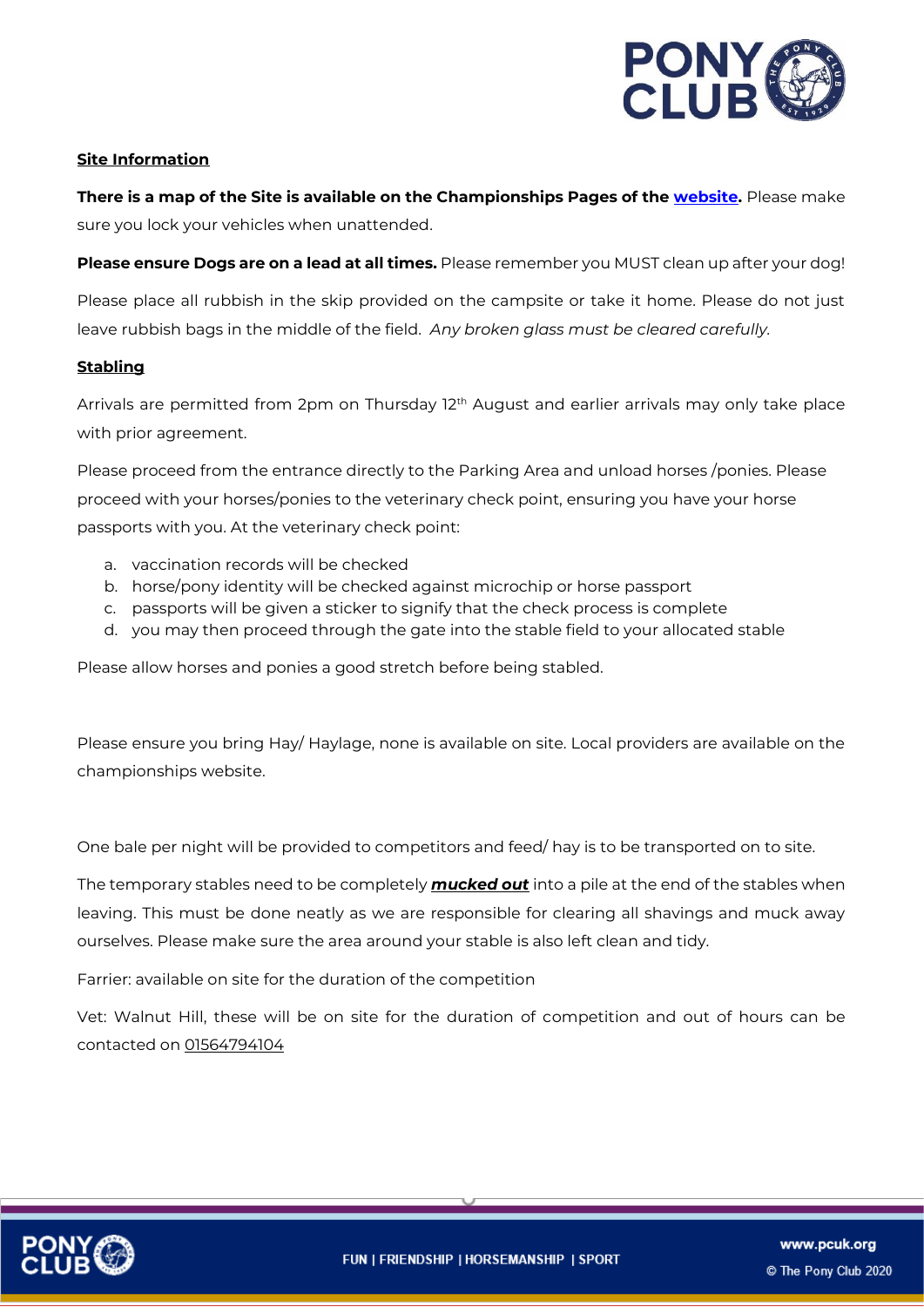**Site Information**

**There is a map of the Site is available on the Championships Pages of the website.** Please make sure you lock your vehicles when unattended.

**Please ensure Dogs are on a lead at all times.** Please remember you MUST clean up after your dog!

Please place all rubbish in the skip provided on the campsite or take it home. Please do not just leave rubbish bags in the middle of the field. *Any broken glass must be cleared carefully.*

**Stabling**

Arrivals are permitted from 2pm on Thursday 12th August and earlier arrivals may only take place with prior agreement.

Please proceed from the entrance directly to the Parking Area and unload horses /ponies. Please proceed with your horses/ponies to the veterinary check point, ensuring you have your horse passports with you. At the veterinary check point:

a. vaccination records will be checked
b. horse/pony identity will be checked against microchip or horse passport
c. passports will be given a sticker to signify that the check process is complete
d. you may then proceed through the gate into the stable field to your allocated stable

Please allow horses and ponies a good stretch before being stabled.

Please ensure you bring Hay/ Haylage, none is available on site. Local providers are available on the championships website.

One bale per night will be provided to competitors and feed/ hay is to be transported on to site.

The temporary stables need to be completely ***mucked out*** into a pile at the end of the stables when leaving. This must be done neatly as we are responsible for clearing all shavings and muck away ourselves. Please make sure the area around your stable is also left clean and tidy.

Farrier: available on site for the duration of the competition

Vet: Walnut Hill, these will be on site for the duration of competition and out of hours can be contacted on 01564794104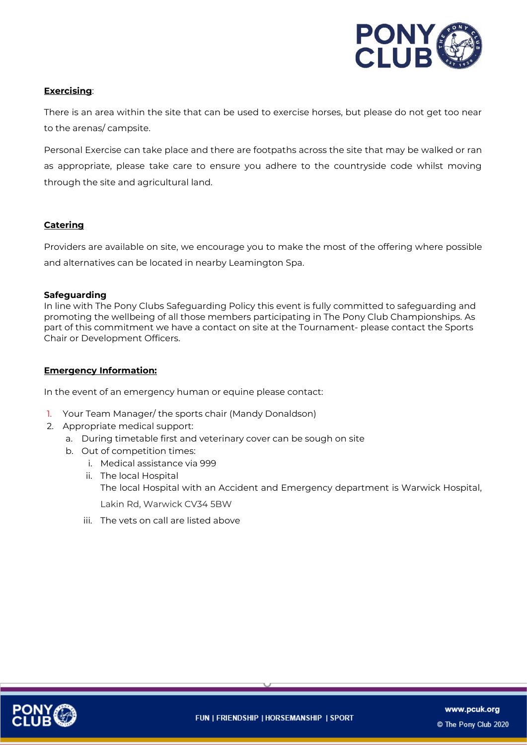**Exercising**:

There is an area within the site that can be used to exercise horses, but please do not get too near to the arenas/ campsite.

Personal Exercise can take place and there are footpaths across the site that may be walked or ran as appropriate, please take care to ensure you adhere to the countryside code whilst moving through the site and agricultural land.

**Catering**

Providers are available on site, we encourage you to make the most of the offering where possible and alternatives can be located in nearby Leamington Spa.

**Safeguarding**

In line with The Pony Clubs Safeguarding Policy this event is fully committed to safeguarding and promoting the wellbeing of all those members participating in The Pony Club Championships. As part of this commitment we have a contact on site at the Tournament- please contact the Sports Chair or Development Officers.

**Emergency Information:**

In the event of an emergency human or equine please contact:

1. Your Team Manager/ the sports chair (Mandy Donaldson)
2. Appropriate medical support:
   a. During timetable first and veterinary cover can be sough on site
   b. Out of competition times:
      i. Medical assistance via 999
      ii. The local Hospital
         The local Hospital with an Accident and Emergency department is Warwick Hospital, Lakin Rd, Warwick CV34 5BW
      iii. The vets on call are listed above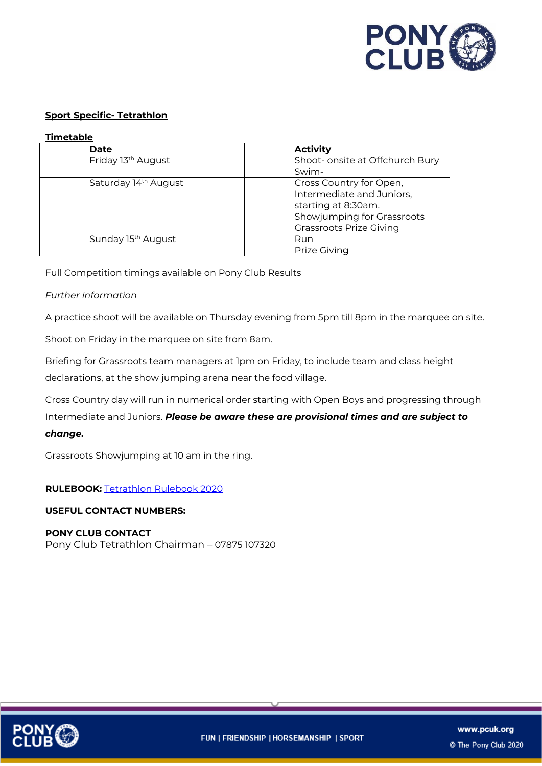**Sport Specific- Tetrathlon**

**Timetable**

| Date | Activity |
| --- | --- |
| Friday 13th August | Shoot- onsite at Offchurch Bury<br>Swim- |
| Saturday 14th August | Cross Country for Open, Intermediate and Juniors, starting at 8:30am.<br>Showjumping for Grassroots<br>Grassroots Prize Giving |
| Sunday 15th August | Run<br>Prize Giving |

Full Competition timings available on Pony Club Results

*Further information*

A practice shoot will be available on Thursday evening from 5pm till 8pm in the marquee on site.

Shoot on Friday in the marquee on site from 8am.

Briefing for Grassroots team managers at 1pm on Friday, to include team and class height declarations, at the show jumping arena near the food village.

Cross Country day will run in numerical order starting with Open Boys and progressing through Intermediate and Juniors. ***Please be aware these are provisional times and are subject to change.***

Grassroots Showjumping at 10 am in the ring.

**RULEBOOK:** Tetrathlon Rulebook 2020

**USEFUL CONTACT NUMBERS:**

**PONY CLUB CONTACT**

Pony Club Tetrathlon Chairman – 07875 107320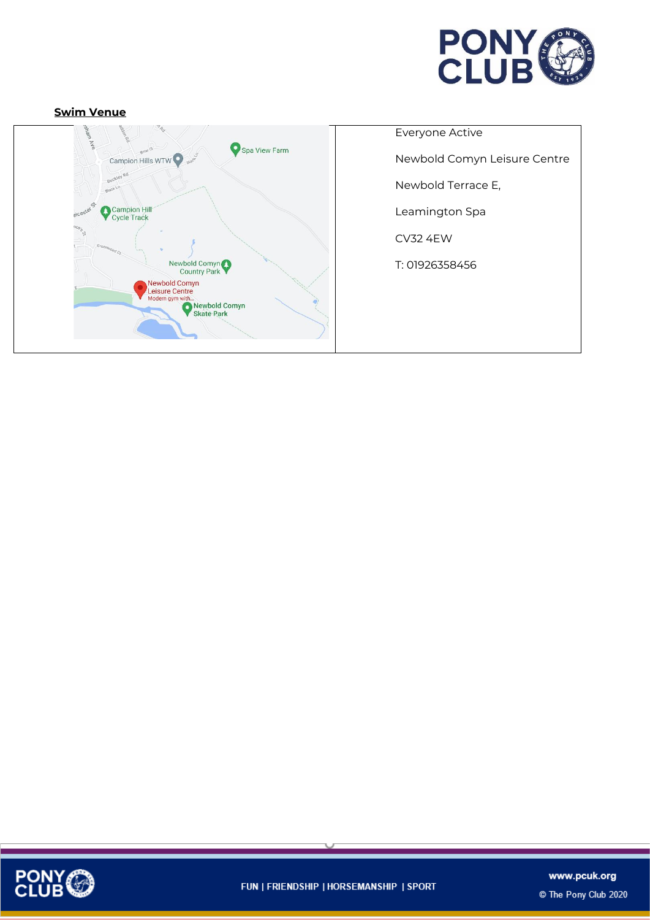**Swim Venue**

Everyone Active

Newbold Comyn Leisure Centre

Newbold Terrace E,

Leamington Spa

CV32 4EW

T: 01926358456